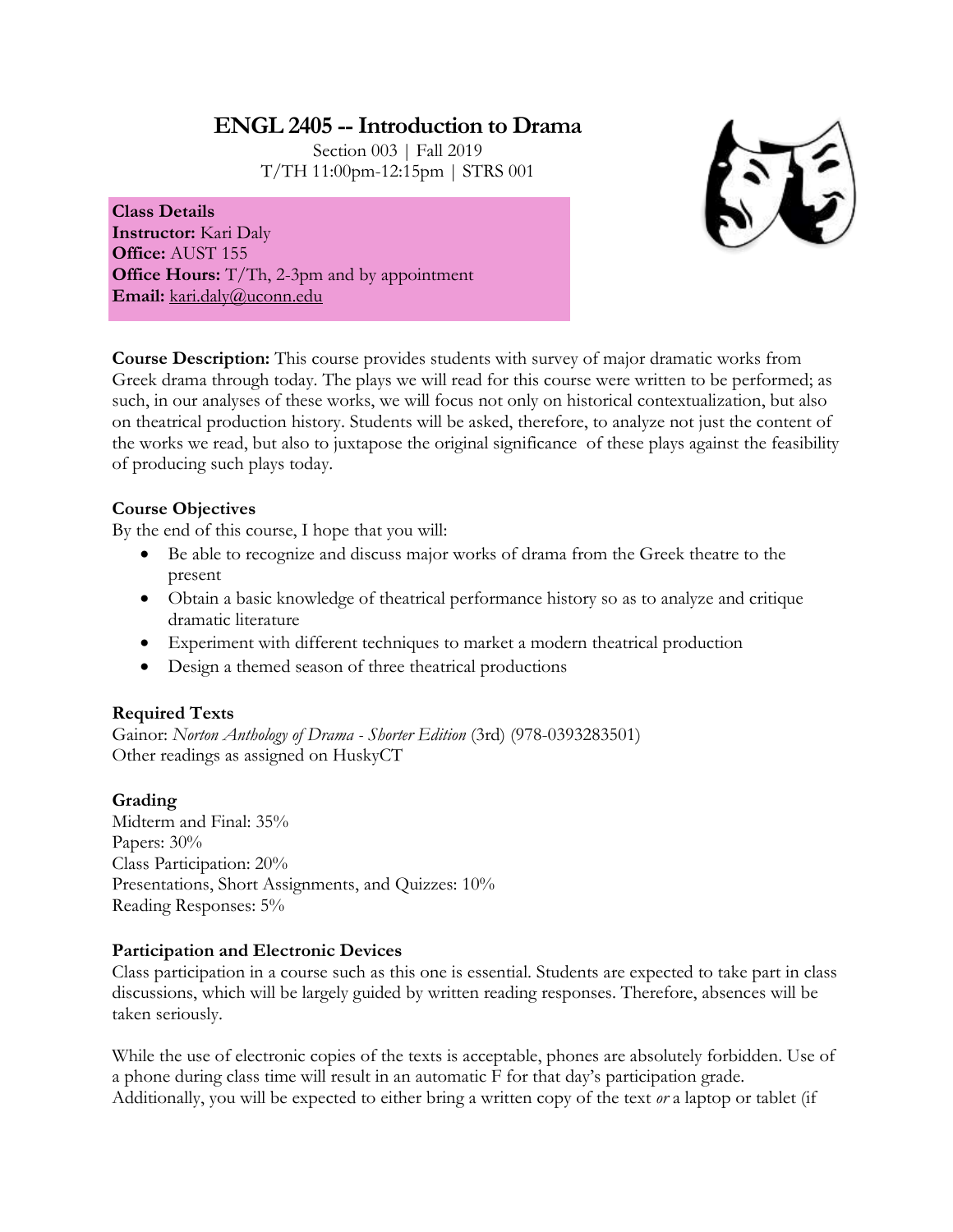# ENGL 2405 -- Introduction to Drama

Section 003 | Fall 2019
T/TH 11:00pm-12:15pm | STRS 001

**Class Details**
**Instructor:** Kari Daly
**Office:** AUST 155
**Office Hours:** T/Th, 2-3pm and by appointment
**Email:** kari.daly@uconn.edu

**Course Description:** This course provides students with survey of major dramatic works from Greek drama through today. The plays we will read for this course were written to be performed; as such, in our analyses of these works, we will focus not only on historical contextualization, but also on theatrical production history. Students will be asked, therefore, to analyze not just the content of the works we read, but also to juxtapose the original significance of these plays against the feasibility of producing such plays today.

### Course Objectives

By the end of this course, I hope that you will:

- Be able to recognize and discuss major works of drama from the Greek theatre to the present
- Obtain a basic knowledge of theatrical performance history so as to analyze and critique dramatic literature
- Experiment with different techniques to market a modern theatrical production
- Design a themed season of three theatrical productions

### Required Texts

Gainor: *Norton Anthology of Drama - Shorter Edition* (3rd) (978-0393283501)
Other readings as assigned on HuskyCT

### Grading

Midterm and Final: 35%
Papers: 30%
Class Participation: 20%
Presentations, Short Assignments, and Quizzes: 10%
Reading Responses: 5%

### Participation and Electronic Devices

Class participation in a course such as this one is essential. Students are expected to take part in class discussions, which will be largely guided by written reading responses. Therefore, absences will be taken seriously.

While the use of electronic copies of the texts is acceptable, phones are absolutely forbidden. Use of a phone during class time will result in an automatic F for that day's participation grade. Additionally, you will be expected to either bring a written copy of the text *or* a laptop or tablet (if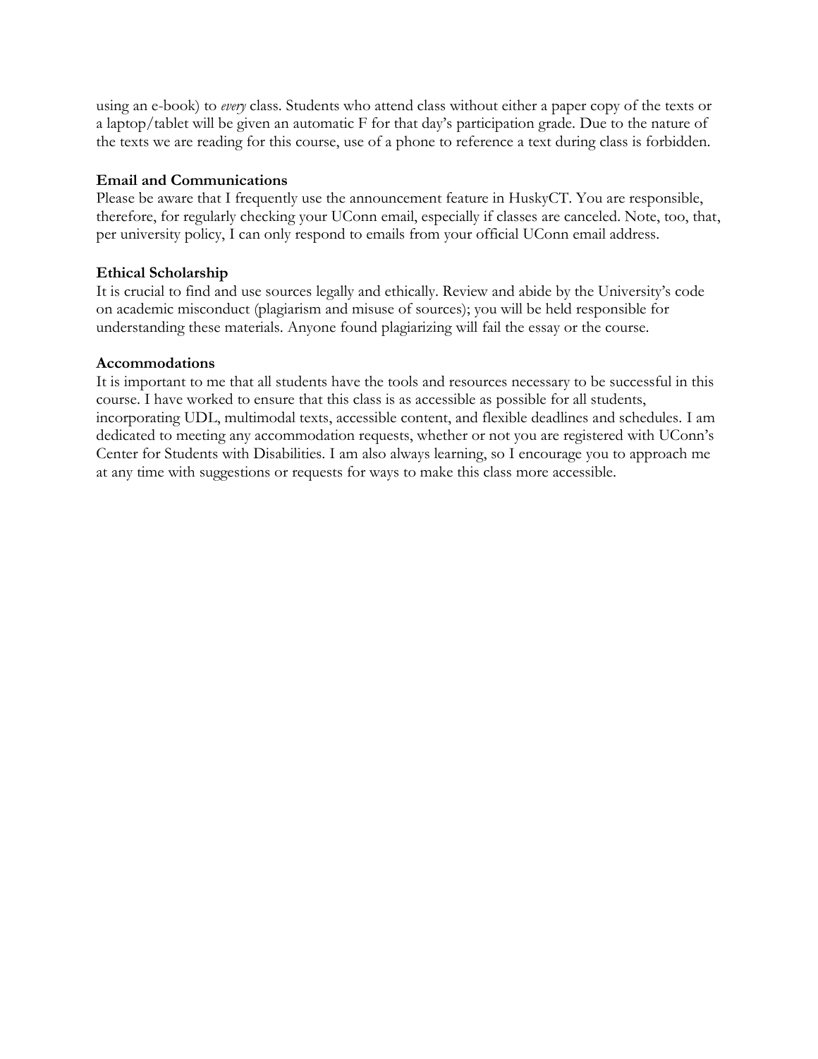using an e-book) to *every* class. Students who attend class without either a paper copy of the texts or a laptop/tablet will be given an automatic F for that day's participation grade. Due to the nature of the texts we are reading for this course, use of a phone to reference a text during class is forbidden.

**Email and Communications**

Please be aware that I frequently use the announcement feature in HuskyCT. You are responsible, therefore, for regularly checking your UConn email, especially if classes are canceled. Note, too, that, per university policy, I can only respond to emails from your official UConn email address.

**Ethical Scholarship**

It is crucial to find and use sources legally and ethically. Review and abide by the University's code on academic misconduct (plagiarism and misuse of sources); you will be held responsible for understanding these materials. Anyone found plagiarizing will fail the essay or the course.

**Accommodations**

It is important to me that all students have the tools and resources necessary to be successful in this course. I have worked to ensure that this class is as accessible as possible for all students, incorporating UDL, multimodal texts, accessible content, and flexible deadlines and schedules. I am dedicated to meeting any accommodation requests, whether or not you are registered with UConn's Center for Students with Disabilities. I am also always learning, so I encourage you to approach me at any time with suggestions or requests for ways to make this class more accessible.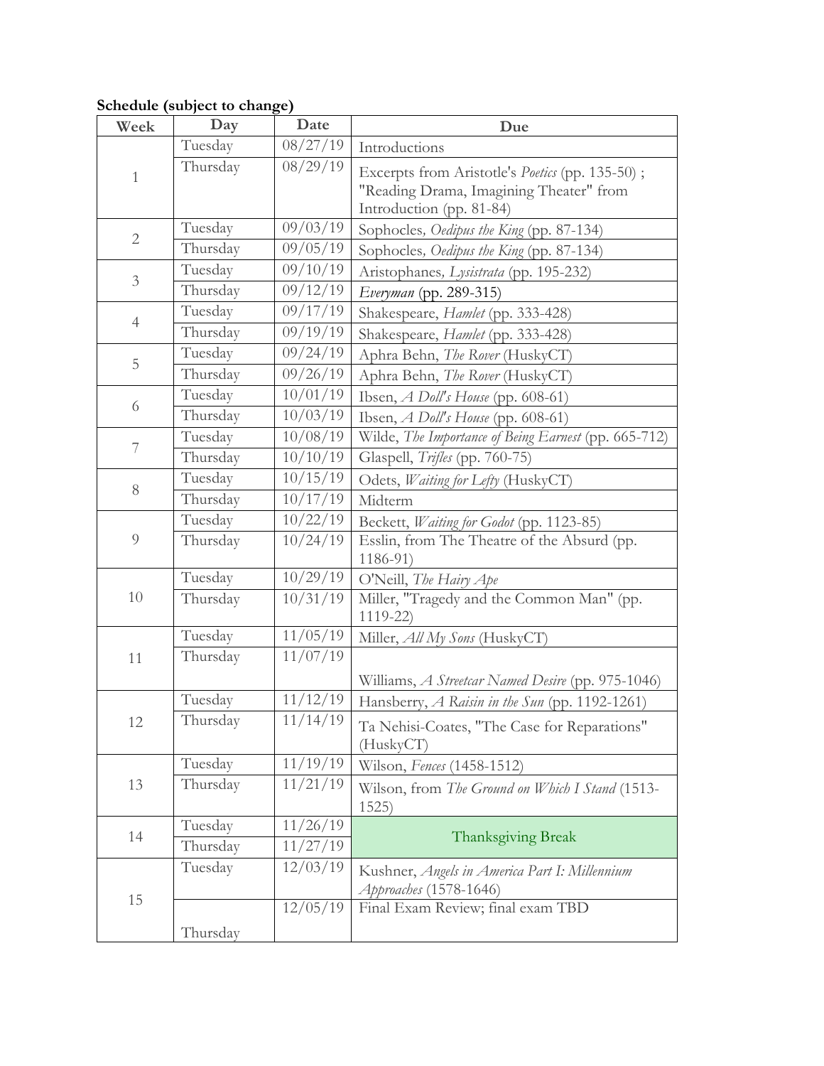**Schedule (subject to change)**

| Week | Day | Date | Due |
|---|---|---|---|
| 1 | Tuesday | 08/27/19 | Introductions |
| | Thursday | 08/29/19 | Excerpts from Aristotle's *Poetics* (pp. 135-50) ; "Reading Drama, Imagining Theater" from Introduction (pp. 81-84) |
| 2 | Tuesday | 09/03/19 | Sophocles*, Oedipus the King* (pp. 87-134) |
| | Thursday | 09/05/19 | Sophocles*, Oedipus the King* (pp. 87-134) |
| 3 | Tuesday | 09/10/19 | Aristophanes*, Lysistrata* (pp. 195-232) |
| | Thursday | 09/12/19 | *Everyman* (pp. 289-315) |
| 4 | Tuesday | 09/17/19 | Shakespeare, *Hamlet* (pp. 333-428) |
| | Thursday | 09/19/19 | Shakespeare, *Hamlet* (pp. 333-428) |
| 5 | Tuesday | 09/24/19 | Aphra Behn, *The Rover* (HuskyCT) |
| | Thursday | 09/26/19 | Aphra Behn, *The Rover* (HuskyCT) |
| 6 | Tuesday | 10/01/19 | Ibsen, *A Doll's House* (pp. 608-61) |
| | Thursday | 10/03/19 | Ibsen, *A Doll's House* (pp. 608-61) |
| 7 | Tuesday | 10/08/19 | Wilde, *The Importance of Being Earnest* (pp. 665-712) |
| | Thursday | 10/10/19 | Glaspell, *Trifles* (pp. 760-75) |
| 8 | Tuesday | 10/15/19 | Odets, *Waiting for Lefty* (HuskyCT) |
| | Thursday | 10/17/19 | Midterm |
| 9 | Tuesday | 10/22/19 | Beckett, *Waiting for Godot* (pp. 1123-85) |
| | Thursday | 10/24/19 | Esslin, from The Theatre of the Absurd (pp. 1186-91) |
| 10 | Tuesday | 10/29/19 | O'Neill, *The Hairy Ape* |
| | Thursday | 10/31/19 | Miller, "Tragedy and the Common Man" (pp. 1119-22) |
| 11 | Tuesday | 11/05/19 | Miller, *All My Sons* (HuskyCT) |
| | Thursday | 11/07/19 | Williams, *A Streetcar Named Desire* (pp. 975-1046) |
| 12 | Tuesday | 11/12/19 | Hansberry, *A Raisin in the Sun* (pp. 1192-1261) |
| | Thursday | 11/14/19 | Ta Nehisi-Coates, "The Case for Reparations" (HuskyCT) |
| 13 | Tuesday | 11/19/19 | Wilson, *Fences* (1458-1512) |
| | Thursday | 11/21/19 | Wilson, from *The Ground on Which I Stand* (1513-1525) |
| 14 | Tuesday | 11/26/19 | Thanksgiving Break |
| | Thursday | 11/27/19 | |
| 15 | Tuesday | 12/03/19 | Kushner, *Angels in America Part I: Millennium Approaches* (1578-1646) |
| | Thursday | 12/05/19 | Final Exam Review; final exam TBD |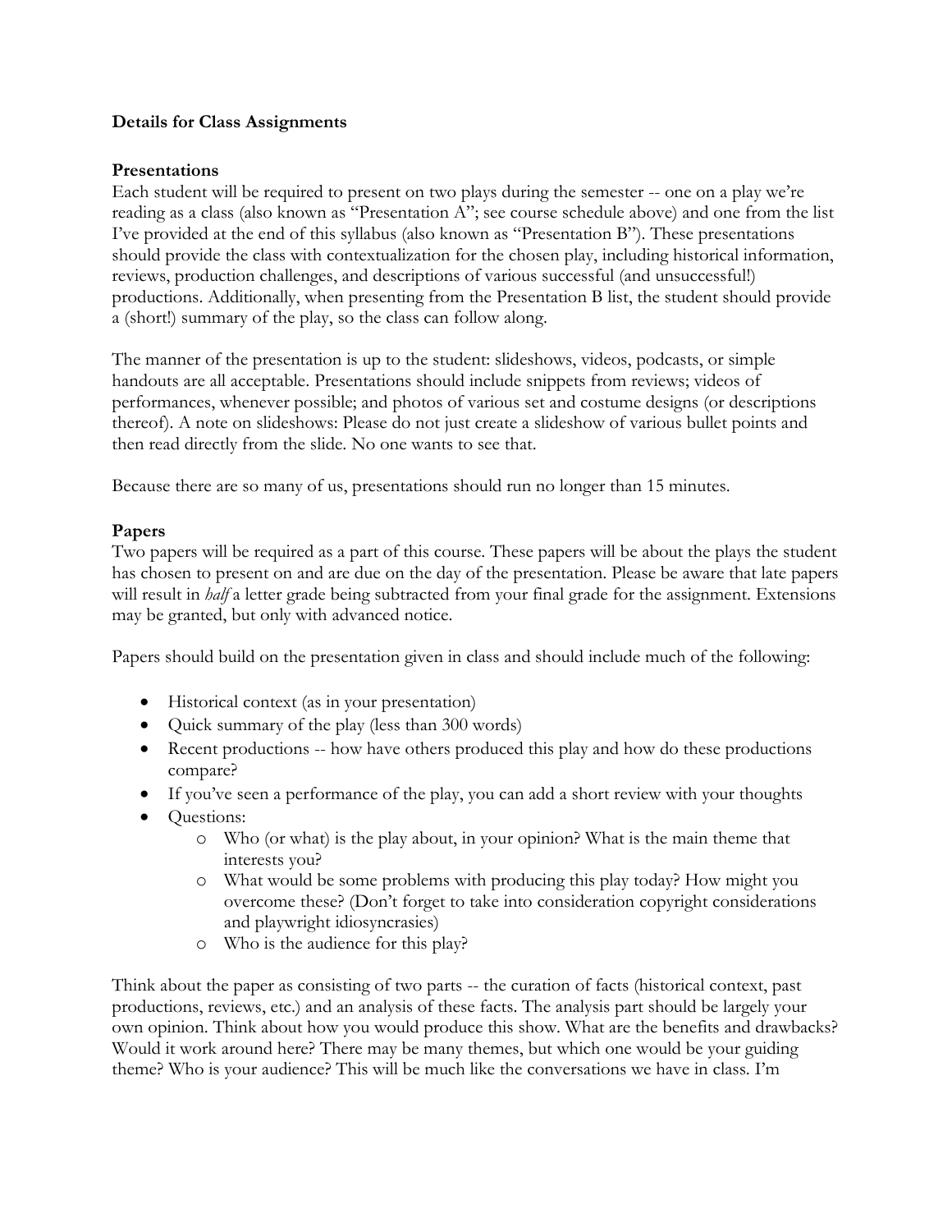**Details for Class Assignments**

**Presentations**

Each student will be required to present on two plays during the semester -- one on a play we're reading as a class (also known as "Presentation A"; see course schedule above) and one from the list I've provided at the end of this syllabus (also known as "Presentation B"). These presentations should provide the class with contextualization for the chosen play, including historical information, reviews, production challenges, and descriptions of various successful (and unsuccessful!) productions. Additionally, when presenting from the Presentation B list, the student should provide a (short!) summary of the play, so the class can follow along.

The manner of the presentation is up to the student: slideshows, videos, podcasts, or simple handouts are all acceptable. Presentations should include snippets from reviews; videos of performances, whenever possible; and photos of various set and costume designs (or descriptions thereof). A note on slideshows: Please do not just create a slideshow of various bullet points and then read directly from the slide. No one wants to see that.

Because there are so many of us, presentations should run no longer than 15 minutes.

**Papers**

Two papers will be required as a part of this course. These papers will be about the plays the student has chosen to present on and are due on the day of the presentation. Please be aware that late papers will result in *half* a letter grade being subtracted from your final grade for the assignment. Extensions may be granted, but only with advanced notice.

Papers should build on the presentation given in class and should include much of the following:

- Historical context (as in your presentation)
- Quick summary of the play (less than 300 words)
- Recent productions -- how have others produced this play and how do these productions compare?
- If you've seen a performance of the play, you can add a short review with your thoughts
- Questions:
    - Who (or what) is the play about, in your opinion? What is the main theme that interests you?
    - What would be some problems with producing this play today? How might you overcome these? (Don't forget to take into consideration copyright considerations and playwright idiosyncrasies)
    - Who is the audience for this play?

Think about the paper as consisting of two parts -- the curation of facts (historical context, past productions, reviews, etc.) and an analysis of these facts. The analysis part should be largely your own opinion. Think about how you would produce this show. What are the benefits and drawbacks? Would it work around here? There may be many themes, but which one would be your guiding theme? Who is your audience? This will be much like the conversations we have in class. I'm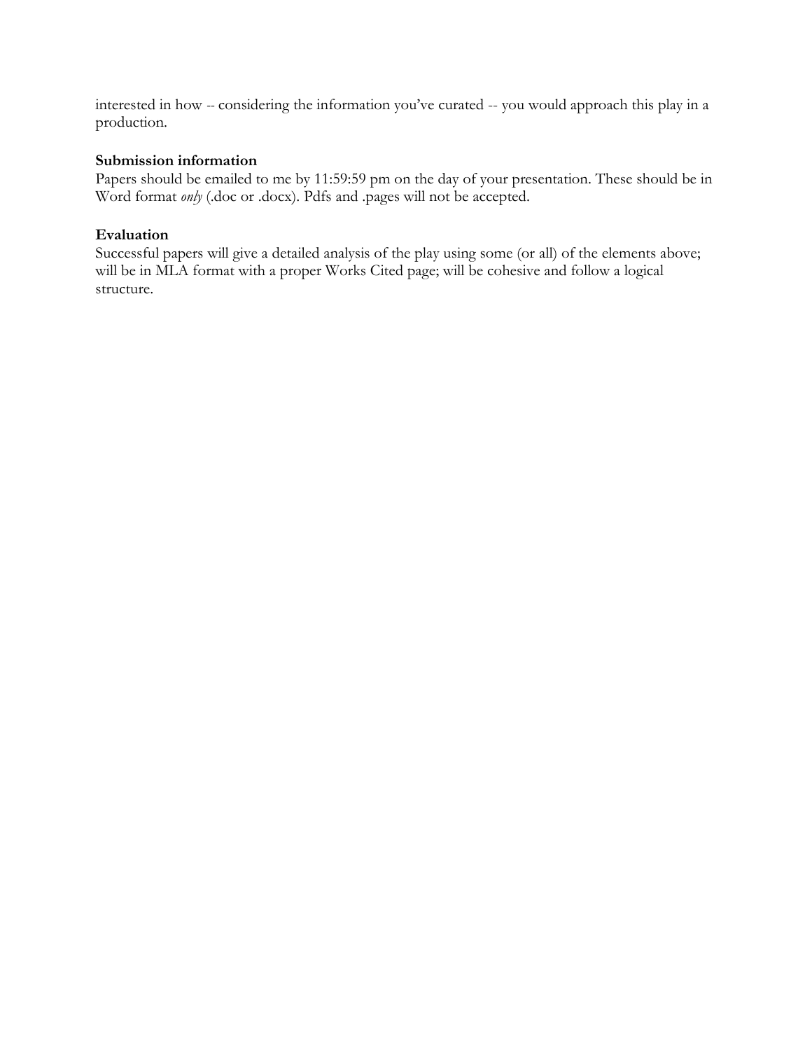interested in how -- considering the information you've curated -- you would approach this play in a production.

**Submission information**
Papers should be emailed to me by 11:59:59 pm on the day of your presentation. These should be in Word format *only* (.doc or .docx). Pdfs and .pages will not be accepted.

**Evaluation**
Successful papers will give a detailed analysis of the play using some (or all) of the elements above; will be in MLA format with a proper Works Cited page; will be cohesive and follow a logical structure.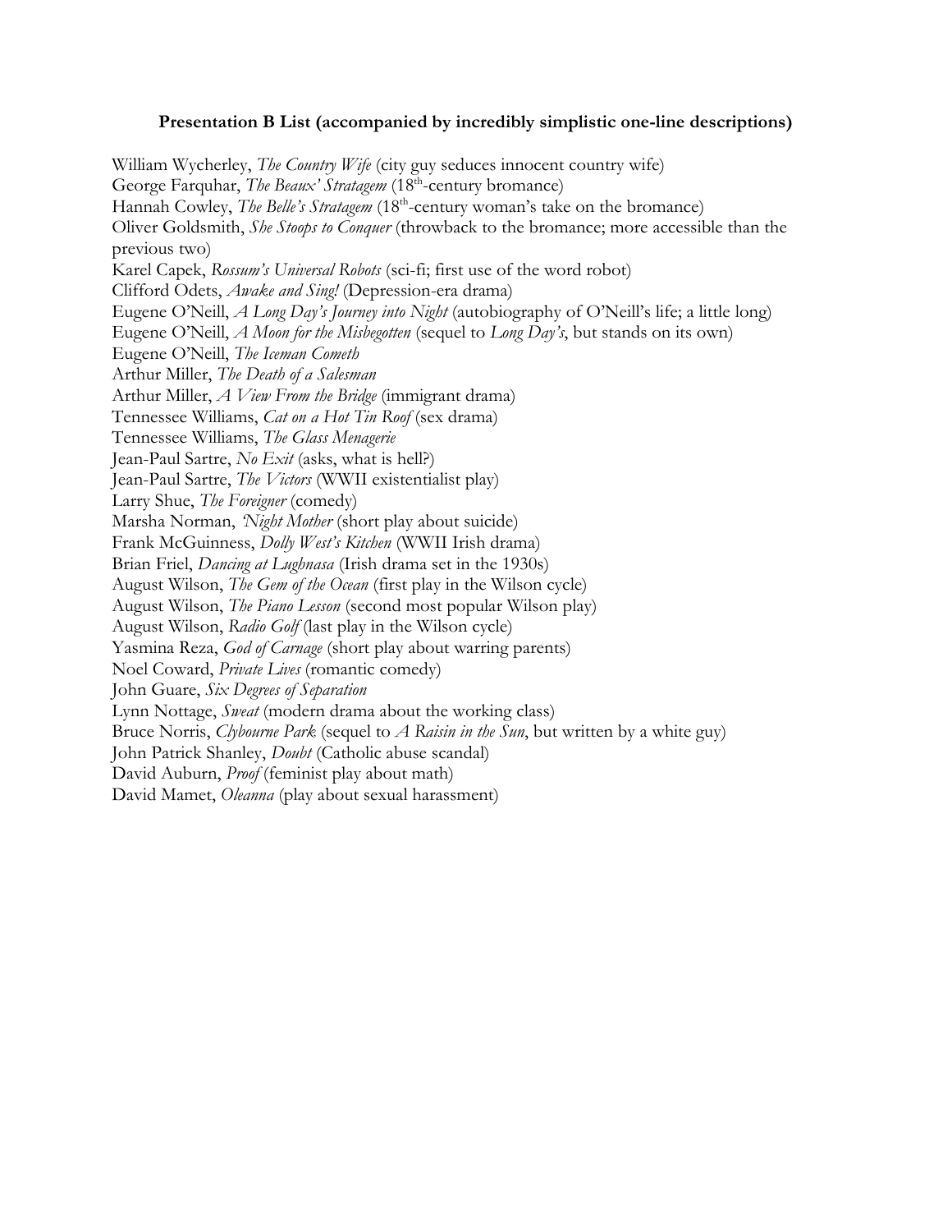**Presentation B List (accompanied by incredibly simplistic one-line descriptions)**

William Wycherley, *The Country Wife* (city guy seduces innocent country wife)
George Farquhar, *The Beaux' Stratagem* (18th-century bromance)
Hannah Cowley, *The Belle's Stratagem* (18th-century woman's take on the bromance)
Oliver Goldsmith, *She Stoops to Conquer* (throwback to the bromance; more accessible than the previous two)
Karel Capek, *Rossum's Universal Robots* (sci-fi; first use of the word robot)
Clifford Odets, *Awake and Sing!* (Depression-era drama)
Eugene O'Neill, *A Long Day's Journey into Night* (autobiography of O'Neill's life; a little long)
Eugene O'Neill, *A Moon for the Misbegotten* (sequel to *Long Day's*, but stands on its own)
Eugene O'Neill, *The Iceman Cometh*
Arthur Miller, *The Death of a Salesman*
Arthur Miller, *A View From the Bridge* (immigrant drama)
Tennessee Williams, *Cat on a Hot Tin Roof* (sex drama)
Tennessee Williams, *The Glass Menagerie*
Jean-Paul Sartre, *No Exit* (asks, what is hell?)
Jean-Paul Sartre, *The Victors* (WWII existentialist play)
Larry Shue, *The Foreigner* (comedy)
Marsha Norman, *'Night Mother* (short play about suicide)
Frank McGuinness, *Dolly West's Kitchen* (WWII Irish drama)
Brian Friel, *Dancing at Lughnasa* (Irish drama set in the 1930s)
August Wilson, *The Gem of the Ocean* (first play in the Wilson cycle)
August Wilson, *The Piano Lesson* (second most popular Wilson play)
August Wilson, *Radio Golf* (last play in the Wilson cycle)
Yasmina Reza, *God of Carnage* (short play about warring parents)
Noel Coward, *Private Lives* (romantic comedy)
John Guare, *Six Degrees of Separation*
Lynn Nottage, *Sweat* (modern drama about the working class)
Bruce Norris, *Clybourne Park* (sequel to *A Raisin in the Sun*, but written by a white guy)
John Patrick Shanley, *Doubt* (Catholic abuse scandal)
David Auburn, *Proof* (feminist play about math)
David Mamet, *Oleanna* (play about sexual harassment)